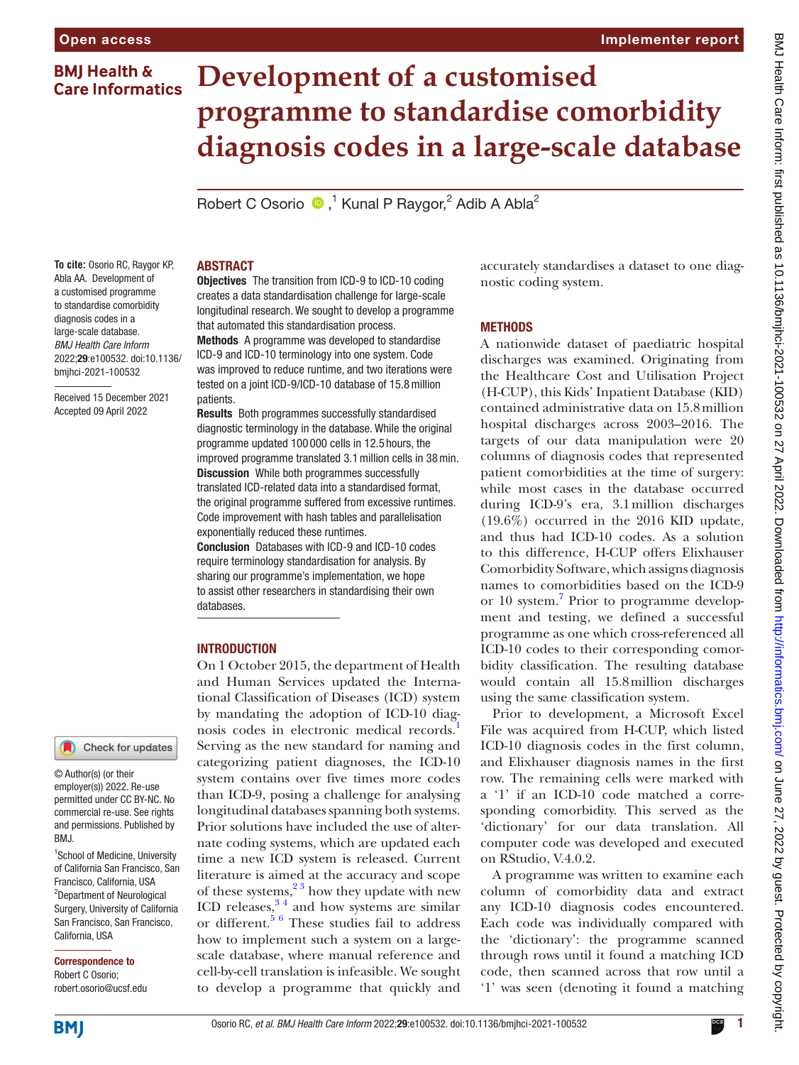Open access

Implementer report

# Development of a customised programme to standardise comorbidity diagnosis codes in a large-scale database

Robert C Osorio,[1] Kunal P Raygor,[2] Adib A Abla[2]

**To cite:** Osorio RC, Raygor KP, Abla AA. Development of a customised programme to standardise comorbidity diagnosis codes in a large-scale database. *BMJ Health Care Inform* 2022;**29**:e100532. doi:10.1136/bmjhci-2021-100532

Received 15 December 2021
Accepted 09 April 2022

© Author(s) (or their employer(s)) 2022. Re-use permitted under CC BY-NC. No commercial re-use. See rights and permissions. Published by BMJ.

[1]School of Medicine, University of California San Francisco, San Francisco, California, USA
[2]Department of Neurological Surgery, University of California San Francisco, San Francisco, California, USA

**Correspondence to**
Robert C Osorio;
robert.osorio@ucsf.edu

## ABSTRACT

**Objectives** The transition from ICD-9 to ICD-10 coding creates a data standardisation challenge for large-scale longitudinal research. We sought to develop a programme that automated this standardisation process.

**Methods** A programme was developed to standardise ICD-9 and ICD-10 terminology into one system. Code was improved to reduce runtime, and two iterations were tested on a joint ICD-9/ICD-10 database of 15.8 million patients.

**Results** Both programmes successfully standardised diagnostic terminology in the database. While the original programme updated 100 000 cells in 12.5 hours, the improved programme translated 3.1 million cells in 38 min.

**Discussion** While both programmes successfully translated ICD-related data into a standardised format, the original programme suffered from excessive runtimes. Code improvement with hash tables and parallelisation exponentially reduced these runtimes.

**Conclusion** Databases with ICD-9 and ICD-10 codes require terminology standardisation for analysis. By sharing our programme's implementation, we hope to assist other researchers in standardising their own databases.

## INTRODUCTION

On 1 October 2015, the department of Health and Human Services updated the International Classification of Diseases (ICD) system by mandating the adoption of ICD-10 diagnosis codes in electronic medical records.[1] Serving as the new standard for naming and categorizing patient diagnoses, the ICD-10 system contains over five times more codes than ICD-9, posing a challenge for analysing longitudinal databases spanning both systems. Prior solutions have included the use of alternate coding systems, which are updated each time a new ICD system is released. Current literature is aimed at the accuracy and scope of these systems,[2,3] how they update with new ICD releases,[3,4] and how systems are similar or different.[5,6] These studies fail to address how to implement such a system on a large-scale database, where manual reference and cell-by-cell translation is infeasible. We sought to develop a programme that quickly and accurately standardises a dataset to one diagnostic coding system.

## METHODS

A nationwide dataset of paediatric hospital discharges was examined. Originating from the Healthcare Cost and Utilisation Project (H-CUP), this Kids' Inpatient Database (KID) contained administrative data on 15.8 million hospital discharges across 2003–2016. The targets of our data manipulation were 20 columns of diagnosis codes that represented patient comorbidities at the time of surgery: while most cases in the database occurred during ICD-9's era, 3.1 million discharges (19.6%) occurred in the 2016 KID update, and thus had ICD-10 codes. As a solution to this difference, H-CUP offers Elixhauser Comorbidity Software, which assigns diagnosis names to comorbidities based on the ICD-9 or 10 system.[7] Prior to programme development and testing, we defined a successful programme as one which cross-referenced all ICD-10 codes to their corresponding comorbidity classification. The resulting database would contain all 15.8 million discharges using the same classification system.

Prior to development, a Microsoft Excel File was acquired from H-CUP, which listed ICD-10 diagnosis codes in the first column, and Elixhauser diagnosis names in the first row. The remaining cells were marked with a '1' if an ICD-10 code matched a corresponding comorbidity. This served as the 'dictionary' for our data translation. All computer code was developed and executed on RStudio, V.4.0.2.

A programme was written to examine each column of comorbidity data and extract any ICD-10 diagnosis codes encountered. Each code was individually compared with the 'dictionary': the programme scanned through rows until it found a matching ICD code, then scanned across that row until a '1' was seen (denoting it found a matching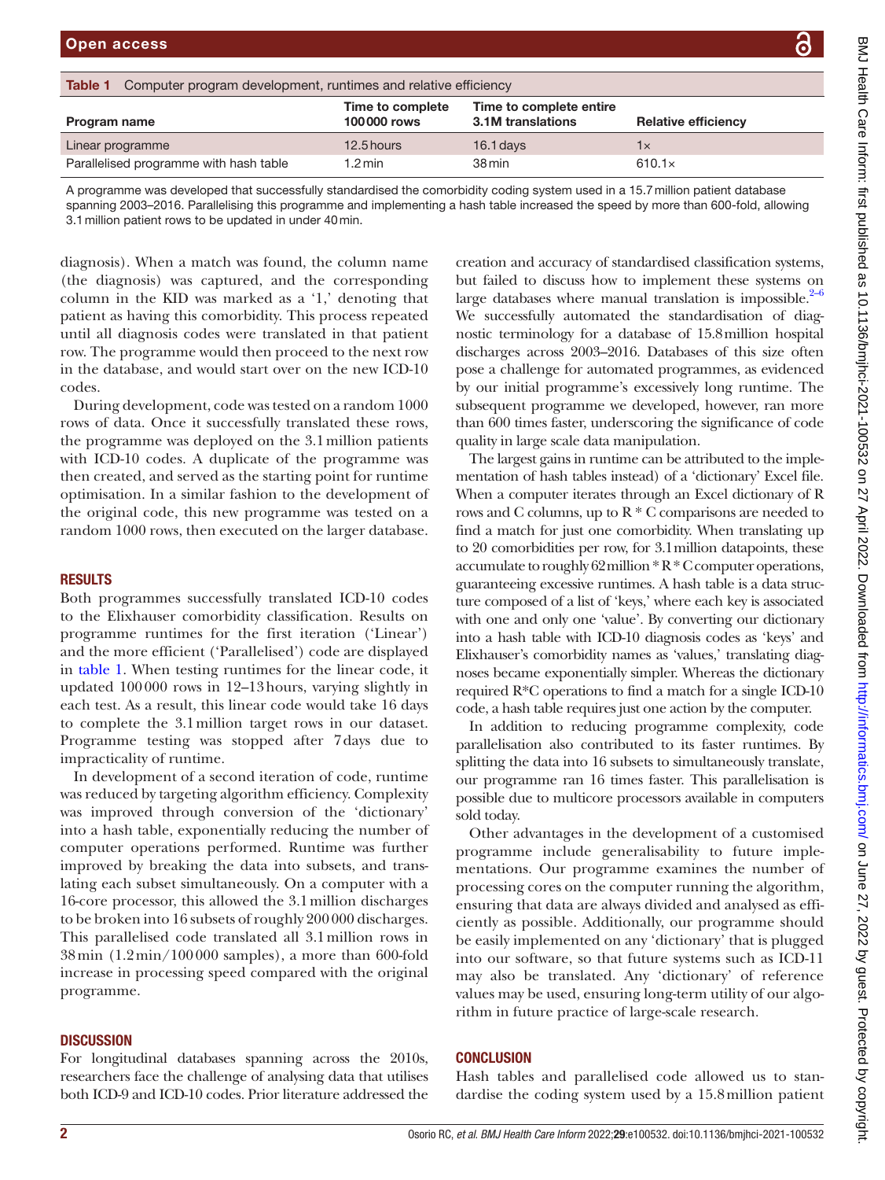**Table 1** Computer program development, runtimes and relative efficiency

| Program name | Time to complete 100 000 rows | Time to complete entire 3.1M translations | Relative efficiency |
|---|---|---|---|
| Linear programme | 12.5 hours | 16.1 days | 1× |
| Parallelised programme with hash table | 1.2 min | 38 min | 610.1× |

A programme was developed that successfully standardised the comorbidity coding system used in a 15.7 million patient database spanning 2003–2016. Parallelising this programme and implementing a hash table increased the speed by more than 600-fold, allowing 3.1 million patient rows to be updated in under 40 min.

diagnosis). When a match was found, the column name (the diagnosis) was captured, and the corresponding column in the KID was marked as a '1,' denoting that patient as having this comorbidity. This process repeated until all diagnosis codes were translated in that patient row. The programme would then proceed to the next row in the database, and would start over on the new ICD-10 codes.

During development, code was tested on a random 1000 rows of data. Once it successfully translated these rows, the programme was deployed on the 3.1 million patients with ICD-10 codes. A duplicate of the programme was then created, and served as the starting point for runtime optimisation. In a similar fashion to the development of the original code, this new programme was tested on a random 1000 rows, then executed on the larger database.

## RESULTS

Both programmes successfully translated ICD-10 codes to the Elixhauser comorbidity classification. Results on programme runtimes for the first iteration ('Linear') and the more efficient ('Parallelised') code are displayed in table 1. When testing runtimes for the linear code, it updated 100 000 rows in 12–13 hours, varying slightly in each test. As a result, this linear code would take 16 days to complete the 3.1 million target rows in our dataset. Programme testing was stopped after 7 days due to impracticality of runtime.

In development of a second iteration of code, runtime was reduced by targeting algorithm efficiency. Complexity was improved through conversion of the 'dictionary' into a hash table, exponentially reducing the number of computer operations performed. Runtime was further improved by breaking the data into subsets, and translating each subset simultaneously. On a computer with a 16-core processor, this allowed the 3.1 million discharges to be broken into 16 subsets of roughly 200 000 discharges. This parallelised code translated all 3.1 million rows in 38 min (1.2 min/100 000 samples), a more than 600-fold increase in processing speed compared with the original programme.

## DISCUSSION

For longitudinal databases spanning across the 2010s, researchers face the challenge of analysing data that utilises both ICD-9 and ICD-10 codes. Prior literature addressed the creation and accuracy of standardised classification systems, but failed to discuss how to implement these systems on large databases where manual translation is impossible.[2–6] We successfully automated the standardisation of diagnostic terminology for a database of 15.8 million hospital discharges across 2003–2016. Databases of this size often pose a challenge for automated programmes, as evidenced by our initial programme's excessively long runtime. The subsequent programme we developed, however, ran more than 600 times faster, underscoring the significance of code quality in large scale data manipulation.

The largest gains in runtime can be attributed to the implementation of hash tables instead) of a 'dictionary' Excel file. When a computer iterates through an Excel dictionary of R rows and C columns, up to R * C comparisons are needed to find a match for just one comorbidity. When translating up to 20 comorbidities per row, for 3.1 million datapoints, these accumulate to roughly 62 million * R * C computer operations, guaranteeing excessive runtimes. A hash table is a data structure composed of a list of 'keys,' where each key is associated with one and only one 'value'. By converting our dictionary into a hash table with ICD-10 diagnosis codes as 'keys' and Elixhauser's comorbidity names as 'values,' translating diagnoses became exponentially simpler. Whereas the dictionary required R*C operations to find a match for a single ICD-10 code, a hash table requires just one action by the computer.

In addition to reducing programme complexity, code parallelisation also contributed to its faster runtimes. By splitting the data into 16 subsets to simultaneously translate, our programme ran 16 times faster. This parallelisation is possible due to multicore processors available in computers sold today.

Other advantages in the development of a customised programme include generalisability to future implementations. Our programme examines the number of processing cores on the computer running the algorithm, ensuring that data are always divided and analysed as efficiently as possible. Additionally, our programme should be easily implemented on any 'dictionary' that is plugged into our software, so that future systems such as ICD-11 may also be translated. Any 'dictionary' of reference values may be used, ensuring long-term utility of our algorithm in future practice of large-scale research.

## CONCLUSION

Hash tables and parallelised code allowed us to standardise the coding system used by a 15.8 million patient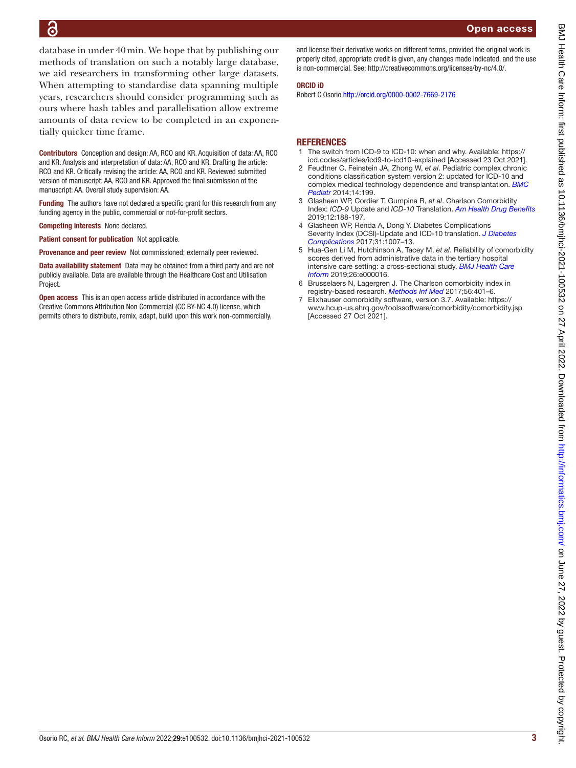database in under 40 min. We hope that by publishing our methods of translation on such a notably large database, we aid researchers in transforming other large datasets. When attempting to standardise data spanning multiple years, researchers should consider programming such as ours where hash tables and parallelisation allow extreme amounts of data review to be completed in an exponentially quicker time frame.

**Contributors** Conception and design: AA, RCO and KR. Acquisition of data: AA, RCO and KR. Analysis and interpretation of data: AA, RCO and KR. Drafting the article: RCO and KR. Critically revising the article: AA, RCO and KR. Reviewed submitted version of manuscript: AA, RCO and KR. Approved the final submission of the manuscript: AA. Overall study supervision: AA.

**Funding** The authors have not declared a specific grant for this research from any funding agency in the public, commercial or not-for-profit sectors.

**Competing interests** None declared.

**Patient consent for publication** Not applicable.

**Provenance and peer review** Not commissioned; externally peer reviewed.

**Data availability statement** Data may be obtained from a third party and are not publicly available. Data are available through the Healthcare Cost and Utilisation Project.

**Open access** This is an open access article distributed in accordance with the Creative Commons Attribution Non Commercial (CC BY-NC 4.0) license, which permits others to distribute, remix, adapt, build upon this work non-commercially, and license their derivative works on different terms, provided the original work is properly cited, appropriate credit is given, any changes made indicated, and the use is non-commercial. See: http://creativecommons.org/licenses/by-nc/4.0/.

**ORCID iD**

Robert C Osorio http://orcid.org/0000-0002-7669-2176

## REFERENCES

1. The switch from ICD-9 to ICD-10: when and why. Available: https://icd.codes/articles/icd9-to-icd10-explained [Accessed 23 Oct 2021].
2. Feudtner C, Feinstein JA, Zhong W, *et al*. Pediatric complex chronic conditions classification system version 2: updated for ICD-10 and complex medical technology dependence and transplantation. *BMC Pediatr* 2014;14:199.
3. Glasheen WP, Cordier T, Gumpina R, *et al*. Charlson Comorbidity Index: *ICD-9* Update and *ICD-10* Translation. *Am Health Drug Benefits* 2019;12:188-197.
4. Glasheen WP, Renda A, Dong Y. Diabetes Complications Severity Index (DCSI)-Update and ICD-10 translation. *J Diabetes Complications* 2017;31:1007–13.
5. Hua-Gen Li M, Hutchinson A, Tacey M, *et al*. Reliability of comorbidity scores derived from administrative data in the tertiary hospital intensive care setting: a cross-sectional study. *BMJ Health Care Inform* 2019;26:e000016.
6. Brusselaers N, Lagergren J. The Charlson comorbidity index in registry-based research. *Methods Inf Med* 2017;56:401–6.
7. Elixhauser comorbidity software, version 3.7. Available: https://www.hcup-us.ahrq.gov/toolssoftware/comorbidity/comorbidity.jsp [Accessed 27 Oct 2021].